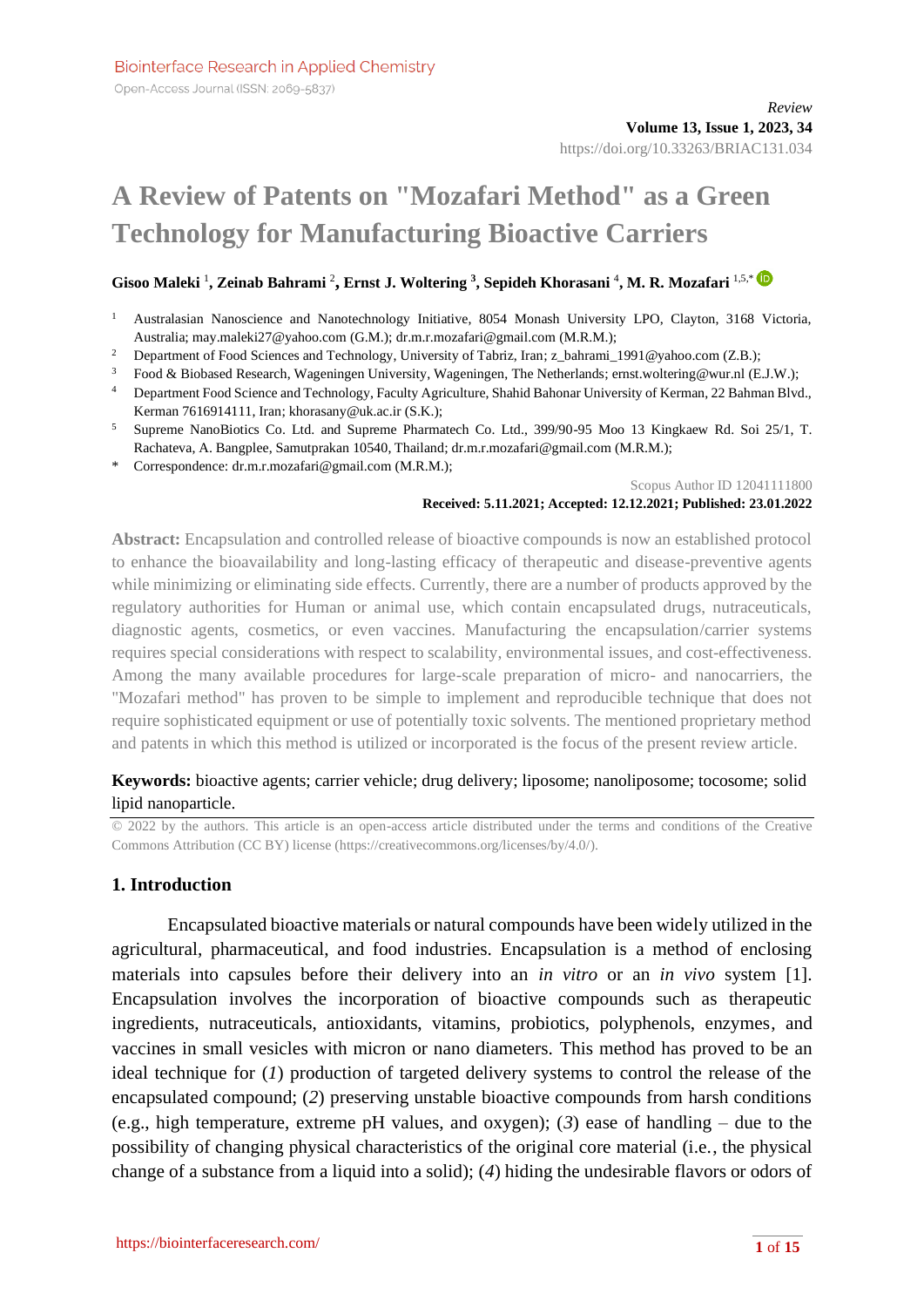Review

# A Review of Patents on "Mozafari Method" as a Green Technology for Manufacturing Bioactive Carriers

**Gisoo Maleki** [1], **Zeinab Bahrami** [2], **Ernst J. Woltering** [3], **Sepideh Khorasani** [4], **M. R. Mozafari** [1,5,*]

[1] Australasian Nanoscience and Nanotechnology Initiative, 8054 Monash University LPO, Clayton, 3168 Victoria, Australia; may.maleki27@yahoo.com (G.M.); dr.m.r.mozafari@gmail.com (M.R.M.);

[2] Department of Food Sciences and Technology, University of Tabriz, Iran; z_bahrami_1991@yahoo.com (Z.B.);

[3] Food & Biobased Research, Wageningen University, Wageningen, The Netherlands; ernst.woltering@wur.nl (E.J.W.);

[4] Department Food Science and Technology, Faculty Agriculture, Shahid Bahonar University of Kerman, 22 Bahman Blvd., Kerman 7616914111, Iran; khorasany@uk.ac.ir (S.K.);

[5] Supreme NanoBiotics Co. Ltd. and Supreme Pharmatech Co. Ltd., 399/90-95 Moo 13 Kingkaew Rd. Soi 25/1, T. Rachateva, A. Bangplee, Samutprakan 10540, Thailand; dr.m.r.mozafari@gmail.com (M.R.M.);

\* Correspondence: dr.m.r.mozafari@gmail.com (M.R.M.);

Scopus Author ID 12041111800

**Received: 5.11.2021; Accepted: 12.12.2021; Published: 23.01.2022**

**Abstract:** Encapsulation and controlled release of bioactive compounds is now an established protocol to enhance the bioavailability and long-lasting efficacy of therapeutic and disease-preventive agents while minimizing or eliminating side effects. Currently, there are a number of products approved by the regulatory authorities for Human or animal use, which contain encapsulated drugs, nutraceuticals, diagnostic agents, cosmetics, or even vaccines. Manufacturing the encapsulation/carrier systems requires special considerations with respect to scalability, environmental issues, and cost-effectiveness. Among the many available procedures for large-scale preparation of micro- and nanocarriers, the "Mozafari method" has proven to be simple to implement and reproducible technique that does not require sophisticated equipment or use of potentially toxic solvents. The mentioned proprietary method and patents in which this method is utilized or incorporated is the focus of the present review article.

**Keywords:** bioactive agents; carrier vehicle; drug delivery; liposome; nanoliposome; tocosome; solid lipid nanoparticle.

© 2022 by the authors. This article is an open-access article distributed under the terms and conditions of the Creative Commons Attribution (CC BY) license (https://creativecommons.org/licenses/by/4.0/).

## 1. Introduction

Encapsulated bioactive materials or natural compounds have been widely utilized in the agricultural, pharmaceutical, and food industries. Encapsulation is a method of enclosing materials into capsules before their delivery into an *in vitro* or an *in vivo* system [1]. Encapsulation involves the incorporation of bioactive compounds such as therapeutic ingredients, nutraceuticals, antioxidants, vitamins, probiotics, polyphenols, enzymes, and vaccines in small vesicles with micron or nano diameters. This method has proved to be an ideal technique for (*1*) production of targeted delivery systems to control the release of the encapsulated compound; (*2*) preserving unstable bioactive compounds from harsh conditions (e.g., high temperature, extreme pH values, and oxygen); (*3*) ease of handling – due to the possibility of changing physical characteristics of the original core material (i.e., the physical change of a substance from a liquid into a solid); (*4*) hiding the undesirable flavors or odors of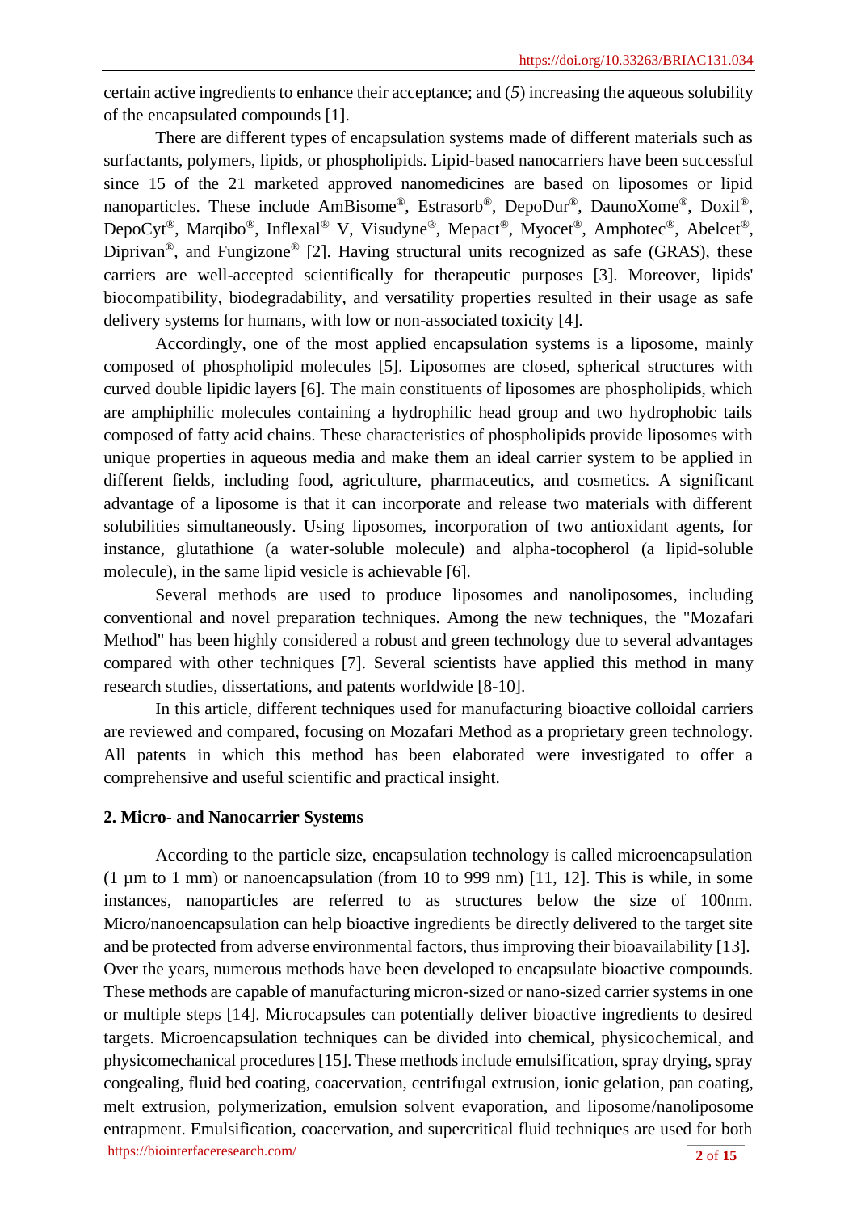certain active ingredients to enhance their acceptance; and (*5*) increasing the aqueous solubility of the encapsulated compounds [1].

There are different types of encapsulation systems made of different materials such as surfactants, polymers, lipids, or phospholipids. Lipid-based nanocarriers have been successful since 15 of the 21 marketed approved nanomedicines are based on liposomes or lipid nanoparticles. These include AmBisome®, Estrasorb®, DepoDur®, DaunoXome®, Doxil®, DepoCyt®, Marqibo®, Inflexal® V, Visudyne®, Mepact®, Myocet®, Amphotec®, Abelcet®, Diprivan®, and Fungizone® [2]. Having structural units recognized as safe (GRAS), these carriers are well-accepted scientifically for therapeutic purposes [3]. Moreover, lipids' biocompatibility, biodegradability, and versatility properties resulted in their usage as safe delivery systems for humans, with low or non-associated toxicity [4].

Accordingly, one of the most applied encapsulation systems is a liposome, mainly composed of phospholipid molecules [5]. Liposomes are closed, spherical structures with curved double lipidic layers [6]. The main constituents of liposomes are phospholipids, which are amphiphilic molecules containing a hydrophilic head group and two hydrophobic tails composed of fatty acid chains. These characteristics of phospholipids provide liposomes with unique properties in aqueous media and make them an ideal carrier system to be applied in different fields, including food, agriculture, pharmaceutics, and cosmetics. A significant advantage of a liposome is that it can incorporate and release two materials with different solubilities simultaneously. Using liposomes, incorporation of two antioxidant agents, for instance, glutathione (a water-soluble molecule) and alpha-tocopherol (a lipid-soluble molecule), in the same lipid vesicle is achievable [6].

Several methods are used to produce liposomes and nanoliposomes, including conventional and novel preparation techniques. Among the new techniques, the "Mozafari Method" has been highly considered a robust and green technology due to several advantages compared with other techniques [7]. Several scientists have applied this method in many research studies, dissertations, and patents worldwide [8-10].

In this article, different techniques used for manufacturing bioactive colloidal carriers are reviewed and compared, focusing on Mozafari Method as a proprietary green technology. All patents in which this method has been elaborated were investigated to offer a comprehensive and useful scientific and practical insight.

## 2. Micro- and Nanocarrier Systems

According to the particle size, encapsulation technology is called microencapsulation (1 µm to 1 mm) or nanoencapsulation (from 10 to 999 nm) [11, 12]. This is while, in some instances, nanoparticles are referred to as structures below the size of 100nm. Micro/nanoencapsulation can help bioactive ingredients be directly delivered to the target site and be protected from adverse environmental factors, thus improving their bioavailability [13]. Over the years, numerous methods have been developed to encapsulate bioactive compounds. These methods are capable of manufacturing micron-sized or nano-sized carrier systems in one or multiple steps [14]. Microcapsules can potentially deliver bioactive ingredients to desired targets. Microencapsulation techniques can be divided into chemical, physicochemical, and physicomechanical procedures [15]. These methods include emulsification, spray drying, spray congealing, fluid bed coating, coacervation, centrifugal extrusion, ionic gelation, pan coating, melt extrusion, polymerization, emulsion solvent evaporation, and liposome/nanoliposome entrapment. Emulsification, coacervation, and supercritical fluid techniques are used for both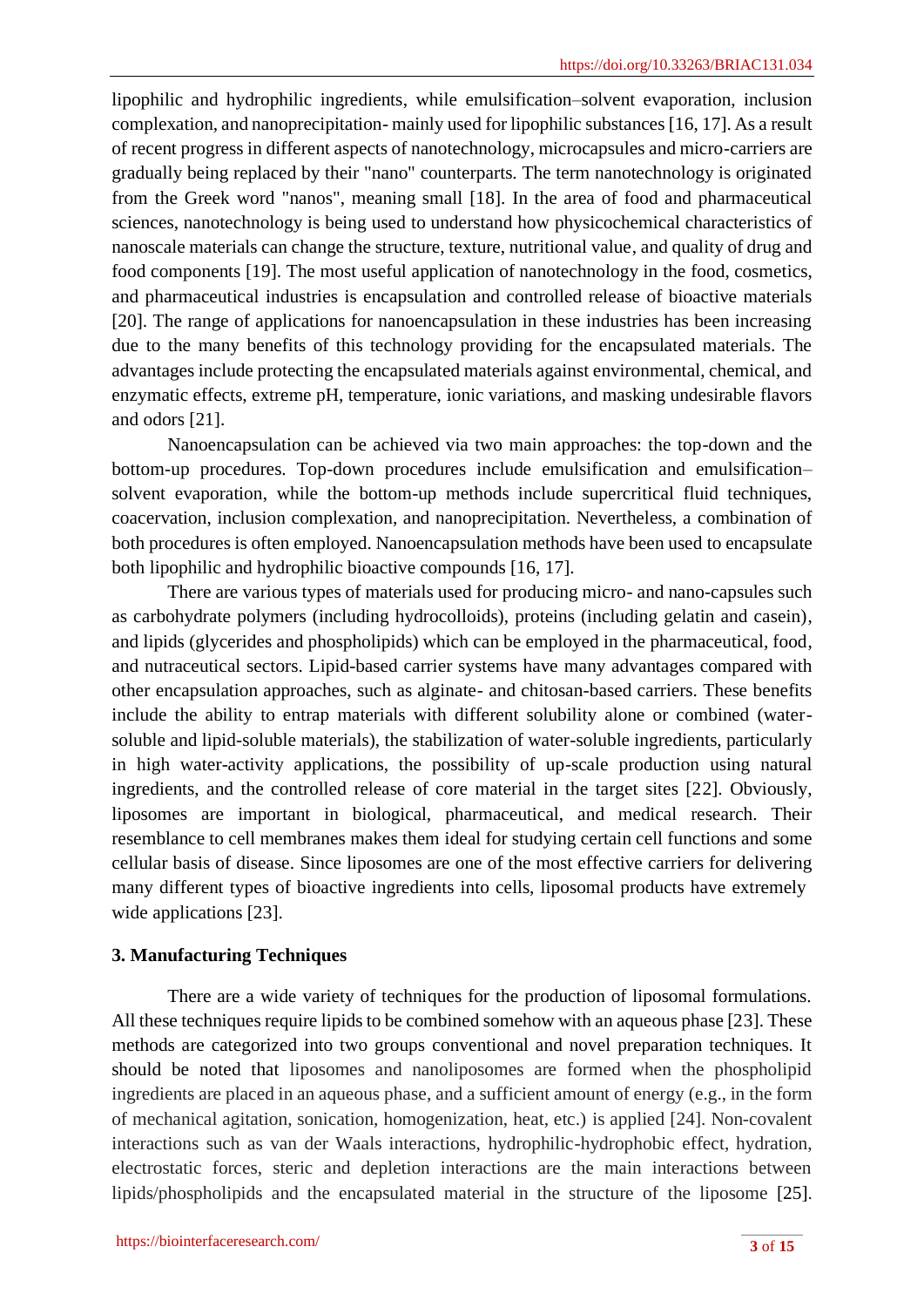lipophilic and hydrophilic ingredients, while emulsification–solvent evaporation, inclusion complexation, and nanoprecipitation- mainly used for lipophilic substances [16, 17]. As a result of recent progress in different aspects of nanotechnology, microcapsules and micro-carriers are gradually being replaced by their "nano" counterparts. The term nanotechnology is originated from the Greek word "nanos", meaning small [18]. In the area of food and pharmaceutical sciences, nanotechnology is being used to understand how physicochemical characteristics of nanoscale materials can change the structure, texture, nutritional value, and quality of drug and food components [19]. The most useful application of nanotechnology in the food, cosmetics, and pharmaceutical industries is encapsulation and controlled release of bioactive materials [20]. The range of applications for nanoencapsulation in these industries has been increasing due to the many benefits of this technology providing for the encapsulated materials. The advantages include protecting the encapsulated materials against environmental, chemical, and enzymatic effects, extreme pH, temperature, ionic variations, and masking undesirable flavors and odors [21].

Nanoencapsulation can be achieved via two main approaches: the top-down and the bottom-up procedures. Top-down procedures include emulsification and emulsification–solvent evaporation, while the bottom-up methods include supercritical fluid techniques, coacervation, inclusion complexation, and nanoprecipitation. Nevertheless, a combination of both procedures is often employed. Nanoencapsulation methods have been used to encapsulate both lipophilic and hydrophilic bioactive compounds [16, 17].

There are various types of materials used for producing micro- and nano-capsules such as carbohydrate polymers (including hydrocolloids), proteins (including gelatin and casein), and lipids (glycerides and phospholipids) which can be employed in the pharmaceutical, food, and nutraceutical sectors. Lipid-based carrier systems have many advantages compared with other encapsulation approaches, such as alginate- and chitosan-based carriers. These benefits include the ability to entrap materials with different solubility alone or combined (water-soluble and lipid-soluble materials), the stabilization of water-soluble ingredients, particularly in high water-activity applications, the possibility of up-scale production using natural ingredients, and the controlled release of core material in the target sites [22]. Obviously, liposomes are important in biological, pharmaceutical, and medical research. Their resemblance to cell membranes makes them ideal for studying certain cell functions and some cellular basis of disease. Since liposomes are one of the most effective carriers for delivering many different types of bioactive ingredients into cells, liposomal products have extremely wide applications [23].

## 3. Manufacturing Techniques

There are a wide variety of techniques for the production of liposomal formulations. All these techniques require lipids to be combined somehow with an aqueous phase [23]. These methods are categorized into two groups conventional and novel preparation techniques. It should be noted that liposomes and nanoliposomes are formed when the phospholipid ingredients are placed in an aqueous phase, and a sufficient amount of energy (e.g., in the form of mechanical agitation, sonication, homogenization, heat, etc.) is applied [24]. Non-covalent interactions such as van der Waals interactions, hydrophilic-hydrophobic effect, hydration, electrostatic forces, steric and depletion interactions are the main interactions between lipids/phospholipids and the encapsulated material in the structure of the liposome [25].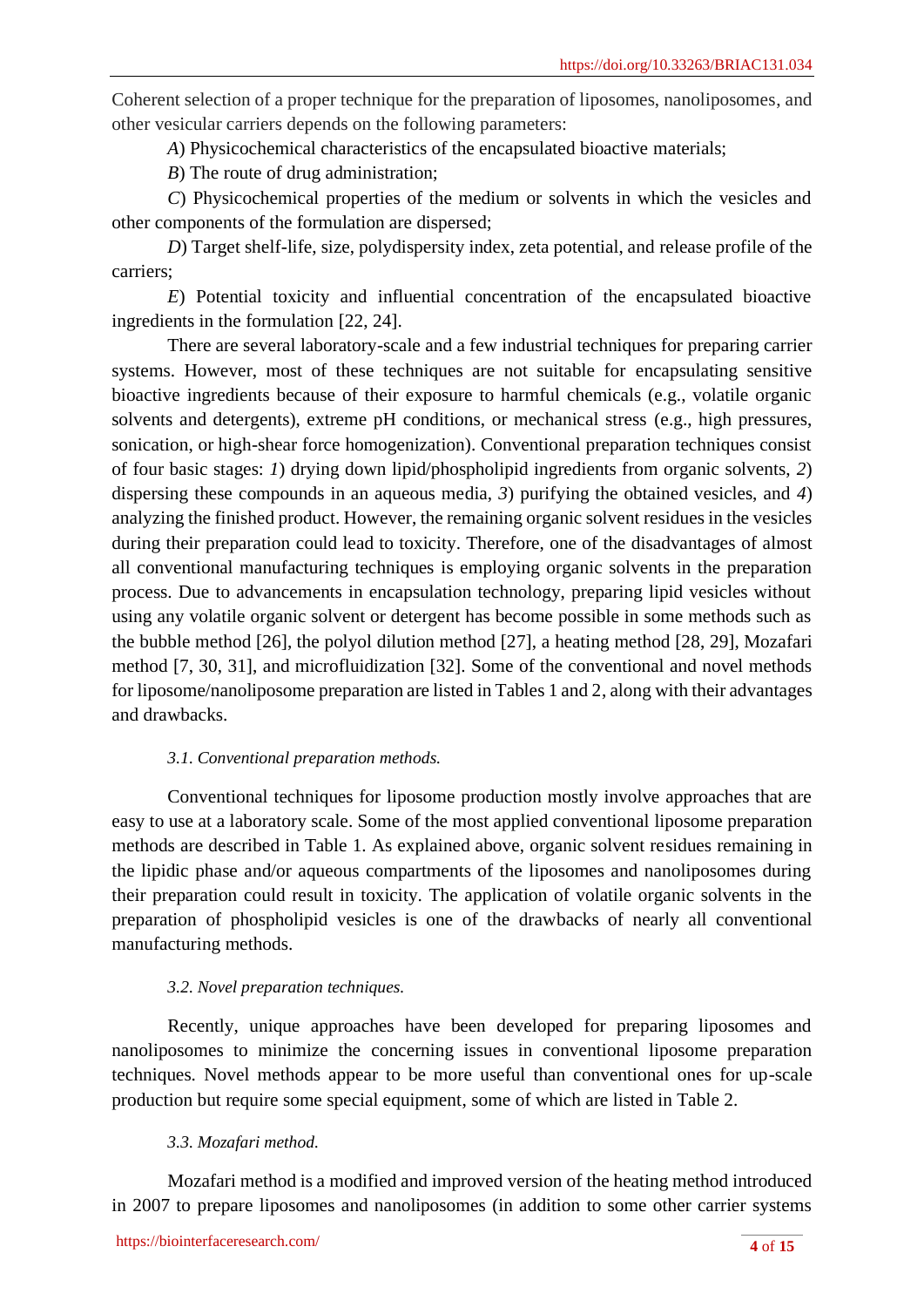Coherent selection of a proper technique for the preparation of liposomes, nanoliposomes, and other vesicular carriers depends on the following parameters:

*A*) Physicochemical characteristics of the encapsulated bioactive materials;

*B*) The route of drug administration;

*C*) Physicochemical properties of the medium or solvents in which the vesicles and other components of the formulation are dispersed;

*D*) Target shelf-life, size, polydispersity index, zeta potential, and release profile of the carriers;

*E*) Potential toxicity and influential concentration of the encapsulated bioactive ingredients in the formulation [22, 24].

There are several laboratory-scale and a few industrial techniques for preparing carrier systems. However, most of these techniques are not suitable for encapsulating sensitive bioactive ingredients because of their exposure to harmful chemicals (e.g., volatile organic solvents and detergents), extreme pH conditions, or mechanical stress (e.g., high pressures, sonication, or high-shear force homogenization). Conventional preparation techniques consist of four basic stages: *1*) drying down lipid/phospholipid ingredients from organic solvents, *2*) dispersing these compounds in an aqueous media, *3*) purifying the obtained vesicles, and *4*) analyzing the finished product. However, the remaining organic solvent residues in the vesicles during their preparation could lead to toxicity. Therefore, one of the disadvantages of almost all conventional manufacturing techniques is employing organic solvents in the preparation process. Due to advancements in encapsulation technology, preparing lipid vesicles without using any volatile organic solvent or detergent has become possible in some methods such as the bubble method [26], the polyol dilution method [27], a heating method [28, 29], Mozafari method [7, 30, 31], and microfluidization [32]. Some of the conventional and novel methods for liposome/nanoliposome preparation are listed in Tables 1 and 2, along with their advantages and drawbacks.

### *3.1. Conventional preparation methods.*

Conventional techniques for liposome production mostly involve approaches that are easy to use at a laboratory scale. Some of the most applied conventional liposome preparation methods are described in Table 1. As explained above, organic solvent residues remaining in the lipidic phase and/or aqueous compartments of the liposomes and nanoliposomes during their preparation could result in toxicity. The application of volatile organic solvents in the preparation of phospholipid vesicles is one of the drawbacks of nearly all conventional manufacturing methods.

### *3.2. Novel preparation techniques.*

Recently, unique approaches have been developed for preparing liposomes and nanoliposomes to minimize the concerning issues in conventional liposome preparation techniques. Novel methods appear to be more useful than conventional ones for up-scale production but require some special equipment, some of which are listed in Table 2.

### *3.3. Mozafari method.*

Mozafari method is a modified and improved version of the heating method introduced in 2007 to prepare liposomes and nanoliposomes (in addition to some other carrier systems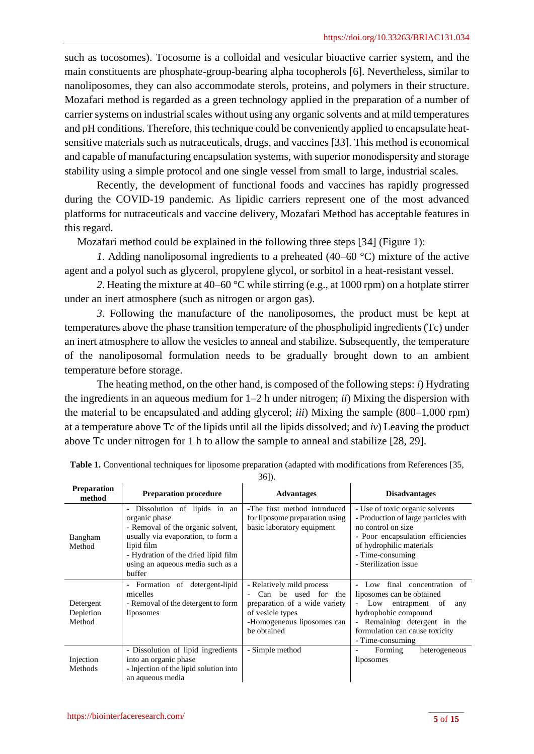such as tocosomes). Tocosome is a colloidal and vesicular bioactive carrier system, and the main constituents are phosphate-group-bearing alpha tocopherols [6]. Nevertheless, similar to nanoliposomes, they can also accommodate sterols, proteins, and polymers in their structure. Mozafari method is regarded as a green technology applied in the preparation of a number of carrier systems on industrial scales without using any organic solvents and at mild temperatures and pH conditions. Therefore, this technique could be conveniently applied to encapsulate heat-sensitive materials such as nutraceuticals, drugs, and vaccines [33]. This method is economical and capable of manufacturing encapsulation systems, with superior monodispersity and storage stability using a simple protocol and one single vessel from small to large, industrial scales.

Recently, the development of functional foods and vaccines has rapidly progressed during the COVID-19 pandemic. As lipidic carriers represent one of the most advanced platforms for nutraceuticals and vaccine delivery, Mozafari Method has acceptable features in this regard.

Mozafari method could be explained in the following three steps [34] (Figure 1):

*1*. Adding nanoliposomal ingredients to a preheated (40–60 °C) mixture of the active agent and a polyol such as glycerol, propylene glycol, or sorbitol in a heat-resistant vessel.

*2*. Heating the mixture at 40–60 °C while stirring (e.g., at 1000 rpm) on a hotplate stirrer under an inert atmosphere (such as nitrogen or argon gas).

*3*. Following the manufacture of the nanoliposomes, the product must be kept at temperatures above the phase transition temperature of the phospholipid ingredients (Tc) under an inert atmosphere to allow the vesicles to anneal and stabilize. Subsequently, the temperature of the nanoliposomal formulation needs to be gradually brought down to an ambient temperature before storage.

The heating method, on the other hand, is composed of the following steps: *i*) Hydrating the ingredients in an aqueous medium for 1–2 h under nitrogen; *ii*) Mixing the dispersion with the material to be encapsulated and adding glycerol; *iii*) Mixing the sample (800–1,000 rpm) at a temperature above Tc of the lipids until all the lipids dissolved; and *iv*) Leaving the product above Tc under nitrogen for 1 h to allow the sample to anneal and stabilize [28, 29].

**Table 1.** Conventional techniques for liposome preparation (adapted with modifications from References [35, 36]).

| Preparation method | Preparation procedure | Advantages | Disadvantages |
|---|---|---|---|
| Bangham Method | - Dissolution of lipids in an organic phase<br>- Removal of the organic solvent, usually via evaporation, to form a lipid film<br>- Hydration of the dried lipid film using an aqueous media such as a buffer | -The first method introduced for liposome preparation using basic laboratory equipment | - Use of toxic organic solvents<br>- Production of large particles with no control on size<br>- Poor encapsulation efficiencies of hydrophilic materials<br>- Time-consuming<br>- Sterilization issue |
| Detergent Depletion Method | - Formation of detergent-lipid micelles<br>- Removal of the detergent to form liposomes | - Relatively mild process<br>- Can be used for the preparation of a wide variety of vesicle types<br>-Homogeneous liposomes can be obtained | - Low final concentration of liposomes can be obtained<br>- Low entrapment of any hydrophobic compound<br>- Remaining detergent in the formulation can cause toxicity<br>- Time-consuming |
| Injection Methods | - Dissolution of lipid ingredients into an organic phase<br>- Injection of the lipid solution into an aqueous media | - Simple method | - Forming heterogeneous liposomes |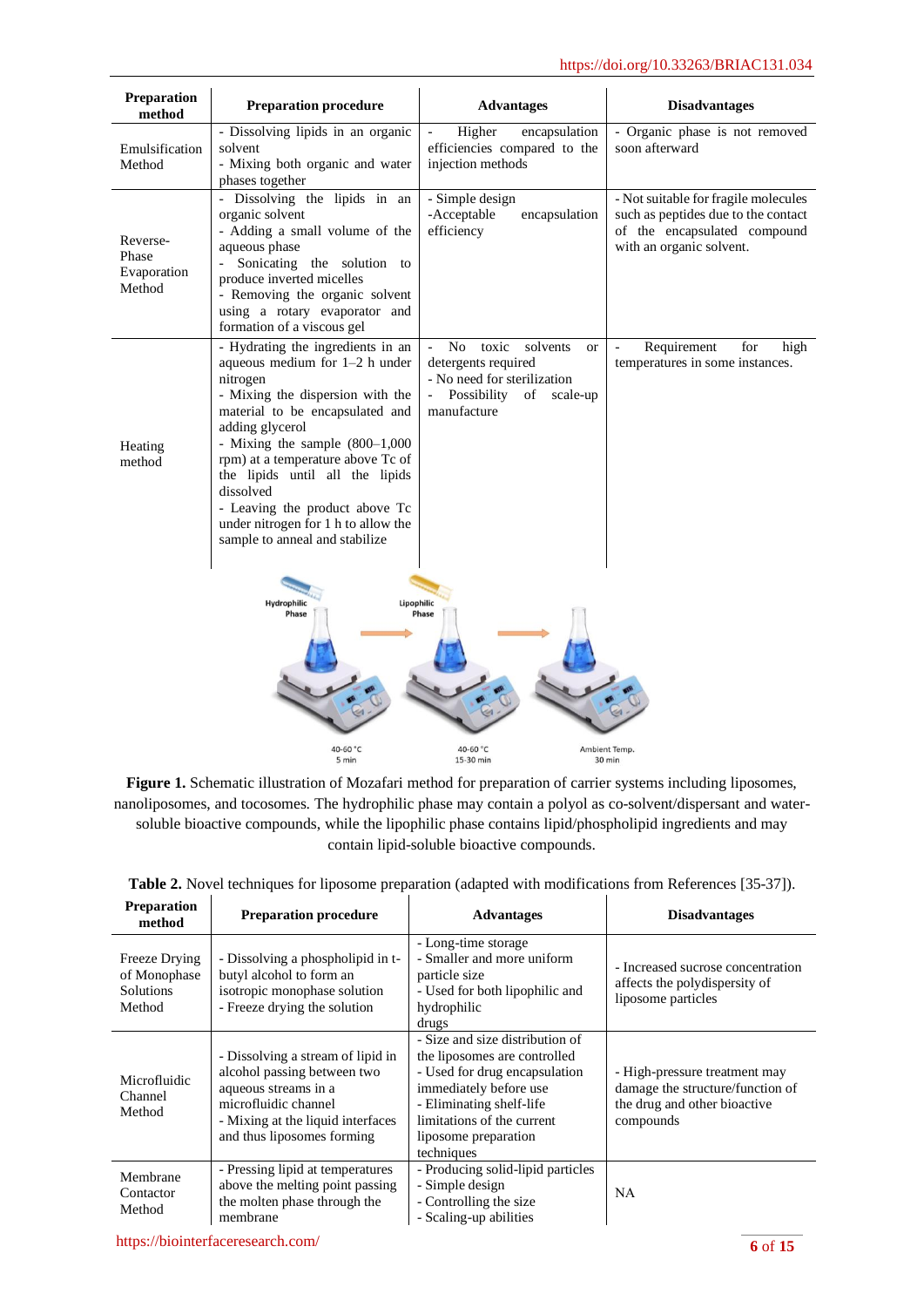| Preparation method | Preparation procedure | Advantages | Disadvantages |
|---|---|---|---|
| Emulsification Method | - Dissolving lipids in an organic solvent<br>- Mixing both organic and water phases together | - Higher encapsulation efficiencies compared to the injection methods | - Organic phase is not removed soon afterward |
| Reverse-Phase Evaporation Method | - Dissolving the lipids in an organic solvent<br>- Adding a small volume of the aqueous phase<br>- Sonicating the solution to produce inverted micelles<br>- Removing the organic solvent using a rotary evaporator and formation of a viscous gel | - Simple design<br>-Acceptable encapsulation efficiency | - Not suitable for fragile molecules such as peptides due to the contact of the encapsulated compound with an organic solvent. |
| Heating method | - Hydrating the ingredients in an aqueous medium for 1–2 h under nitrogen<br>- Mixing the dispersion with the material to be encapsulated and adding glycerol<br>- Mixing the sample (800–1,000 rpm) at a temperature above Tc of the lipids until all the lipids dissolved<br>- Leaving the product above Tc under nitrogen for 1 h to allow the sample to anneal and stabilize | - No toxic solvents or detergents required<br>- No need for sterilization<br>- Possibility of scale-up manufacture | - Requirement for high temperatures in some instances. |

**Figure 1.** Schematic illustration of Mozafari method for preparation of carrier systems including liposomes, nanoliposomes, and tocosomes. The hydrophilic phase may contain a polyol as co-solvent/dispersant and water-soluble bioactive compounds, while the lipophilic phase contains lipid/phospholipid ingredients and may contain lipid-soluble bioactive compounds.

**Table 2.** Novel techniques for liposome preparation (adapted with modifications from References [35-37]).

| Preparation method | Preparation procedure | Advantages | Disadvantages |
|---|---|---|---|
| Freeze Drying of Monophase Solutions Method | - Dissolving a phospholipid in t-butyl alcohol to form an isotropic monophase solution<br>- Freeze drying the solution | - Long-time storage<br>- Smaller and more uniform particle size<br>- Used for both lipophilic and hydrophilic drugs | - Increased sucrose concentration affects the polydispersity of liposome particles |
| Microfluidic Channel Method | - Dissolving a stream of lipid in alcohol passing between two aqueous streams in a microfluidic channel<br>- Mixing at the liquid interfaces and thus liposomes forming | - Size and size distribution of the liposomes are controlled<br>- Used for drug encapsulation immediately before use<br>- Eliminating shelf-life limitations of the current liposome preparation techniques | - High-pressure treatment may damage the structure/function of the drug and other bioactive compounds |
| Membrane Contactor Method | - Pressing lipid at temperatures above the melting point passing the molten phase through the membrane | - Producing solid-lipid particles<br>- Simple design<br>- Controlling the size<br>- Scaling-up abilities | NA |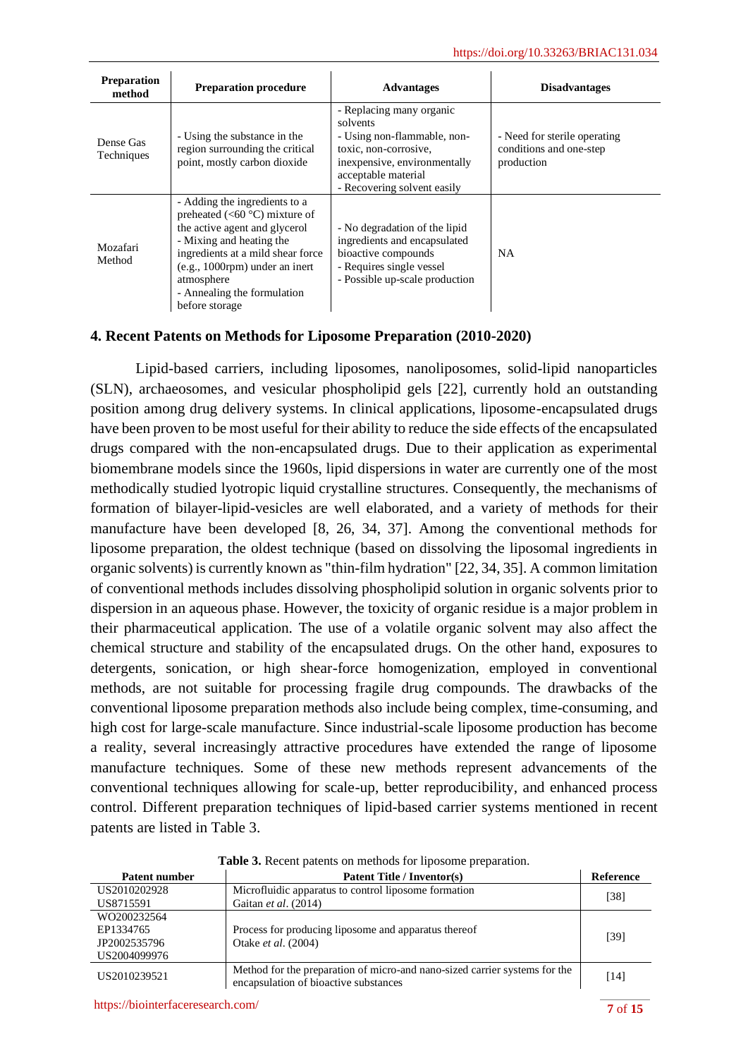| Preparation method | Preparation procedure | Advantages | Disadvantages |
|---|---|---|---|
| Dense Gas Techniques | - Using the substance in the region surrounding the critical point, mostly carbon dioxide | - Replacing many organic solvents<br>- Using non-flammable, non-toxic, non-corrosive, inexpensive, environmentally acceptable material<br>- Recovering solvent easily | - Need for sterile operating conditions and one-step production |
| Mozafari Method | - Adding the ingredients to a preheated (<60 °C) mixture of the active agent and glycerol<br>- Mixing and heating the ingredients at a mild shear force (e.g., 1000rpm) under an inert atmosphere<br>- Annealing the formulation before storage | - No degradation of the lipid ingredients and encapsulated bioactive compounds<br>- Requires single vessel<br>- Possible up-scale production | NA |

## 4. Recent Patents on Methods for Liposome Preparation (2010-2020)

Lipid-based carriers, including liposomes, nanoliposomes, solid-lipid nanoparticles (SLN), archaeosomes, and vesicular phospholipid gels [22], currently hold an outstanding position among drug delivery systems. In clinical applications, liposome-encapsulated drugs have been proven to be most useful for their ability to reduce the side effects of the encapsulated drugs compared with the non-encapsulated drugs. Due to their application as experimental biomembrane models since the 1960s, lipid dispersions in water are currently one of the most methodically studied lyotropic liquid crystalline structures. Consequently, the mechanisms of formation of bilayer-lipid-vesicles are well elaborated, and a variety of methods for their manufacture have been developed [8, 26, 34, 37]. Among the conventional methods for liposome preparation, the oldest technique (based on dissolving the liposomal ingredients in organic solvents) is currently known as "thin-film hydration" [22, 34, 35]. A common limitation of conventional methods includes dissolving phospholipid solution in organic solvents prior to dispersion in an aqueous phase. However, the toxicity of organic residue is a major problem in their pharmaceutical application. The use of a volatile organic solvent may also affect the chemical structure and stability of the encapsulated drugs. On the other hand, exposures to detergents, sonication, or high shear-force homogenization, employed in conventional methods, are not suitable for processing fragile drug compounds. The drawbacks of the conventional liposome preparation methods also include being complex, time-consuming, and high cost for large-scale manufacture. Since industrial-scale liposome production has become a reality, several increasingly attractive procedures have extended the range of liposome manufacture techniques. Some of these new methods represent advancements of the conventional techniques allowing for scale-up, better reproducibility, and enhanced process control. Different preparation techniques of lipid-based carrier systems mentioned in recent patents are listed in Table 3.

**Table 3.** Recent patents on methods for liposome preparation.

| Patent number | Patent Title / Inventor(s) | Reference |
|---|---|---|
| US2010202928<br>US8715591 | Microfluidic apparatus to control liposome formation<br>Gaitan *et al*. (2014) | [38] |
| WO200232564<br>EP1334765<br>JP2002535796<br>US2004099976 | Process for producing liposome and apparatus thereof<br>Otake *et al*. (2004) | [39] |
| US2010239521 | Method for the preparation of micro-and nano-sized carrier systems for the encapsulation of bioactive substances | [14] |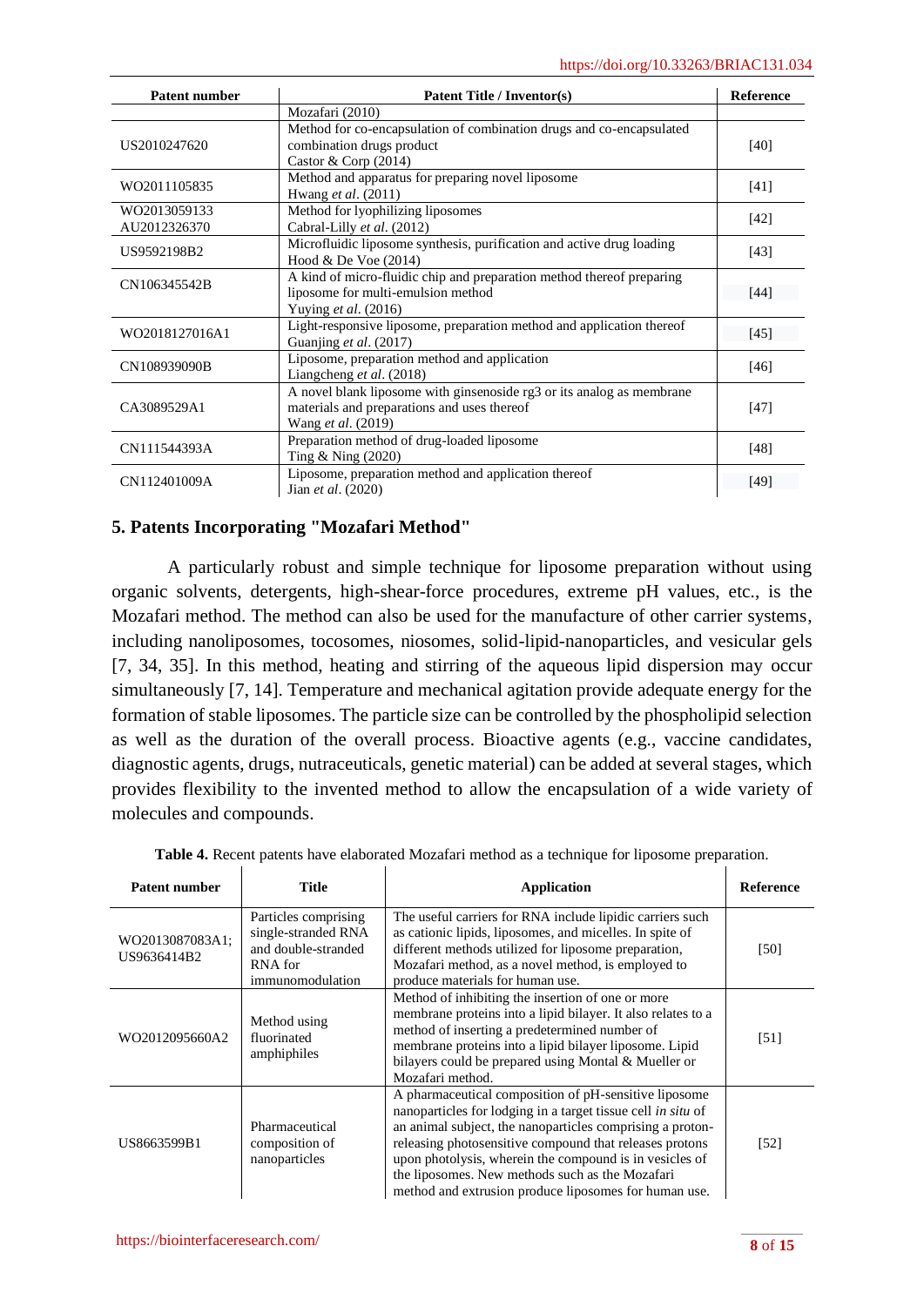| Patent number | Patent Title / Inventor(s) | Reference |
|---|---|---|
| | Mozafari (2010) | |
| US2010247620 | Method for co-encapsulation of combination drugs and co-encapsulated combination drugs product<br>Castor & Corp (2014) | [40] |
| WO2011105835 | Method and apparatus for preparing novel liposome<br>Hwang *et al*. (2011) | [41] |
| WO2013059133<br>AU2012326370 | Method for lyophilizing liposomes<br>Cabral-Lilly *et al*. (2012) | [42] |
| US9592198B2 | Microfluidic liposome synthesis, purification and active drug loading<br>Hood & De Voe (2014) | [43] |
| CN106345542B | A kind of micro-fluidic chip and preparation method thereof preparing liposome for multi-emulsion method<br>Yuying *et al*. (2016) | [44] |
| WO2018127016A1 | Light-responsive liposome, preparation method and application thereof<br>Guanjing *et al*. (2017) | [45] |
| CN108939090B | Liposome, preparation method and application<br>Liangcheng *et al*. (2018) | [46] |
| CA3089529A1 | A novel blank liposome with ginsenoside rg3 or its analog as membrane materials and preparations and uses thereof<br>Wang *et al*. (2019) | [47] |
| CN111544393A | Preparation method of drug-loaded liposome<br>Ting & Ning (2020) | [48] |
| CN112401009A | Liposome, preparation method and application thereof<br>Jian *et al*. (2020) | [49] |

## 5. Patents Incorporating "Mozafari Method"

A particularly robust and simple technique for liposome preparation without using organic solvents, detergents, high-shear-force procedures, extreme pH values, etc., is the Mozafari method. The method can also be used for the manufacture of other carrier systems, including nanoliposomes, tocosomes, niosomes, solid-lipid-nanoparticles, and vesicular gels [7, 34, 35]. In this method, heating and stirring of the aqueous lipid dispersion may occur simultaneously [7, 14]. Temperature and mechanical agitation provide adequate energy for the formation of stable liposomes. The particle size can be controlled by the phospholipid selection as well as the duration of the overall process. Bioactive agents (e.g., vaccine candidates, diagnostic agents, drugs, nutraceuticals, genetic material) can be added at several stages, which provides flexibility to the invented method to allow the encapsulation of a wide variety of molecules and compounds.

**Table 4.** Recent patents have elaborated Mozafari method as a technique for liposome preparation.

| Patent number | Title | Application | Reference |
|---|---|---|---|
| WO2013087083A1;<br>US9636414B2 | Particles comprising single-stranded RNA and double-stranded RNA for immunomodulation | The useful carriers for RNA include lipidic carriers such as cationic lipids, liposomes, and micelles. In spite of different methods utilized for liposome preparation, Mozafari method, as a novel method, is employed to produce materials for human use. | [50] |
| WO2012095660A2 | Method using fluorinated amphiphiles | Method of inhibiting the insertion of one or more membrane proteins into a lipid bilayer. It also relates to a method of inserting a predetermined number of membrane proteins into a lipid bilayer liposome. Lipid bilayers could be prepared using Montal & Mueller or Mozafari method. | [51] |
| US8663599B1 | Pharmaceutical composition of nanoparticles | A pharmaceutical composition of pH-sensitive liposome nanoparticles for lodging in a target tissue cell *in situ* of an animal subject, the nanoparticles comprising a proton-releasing photosensitive compound that releases protons upon photolysis, wherein the compound is in vesicles of the liposomes. New methods such as the Mozafari method and extrusion produce liposomes for human use. | [52] |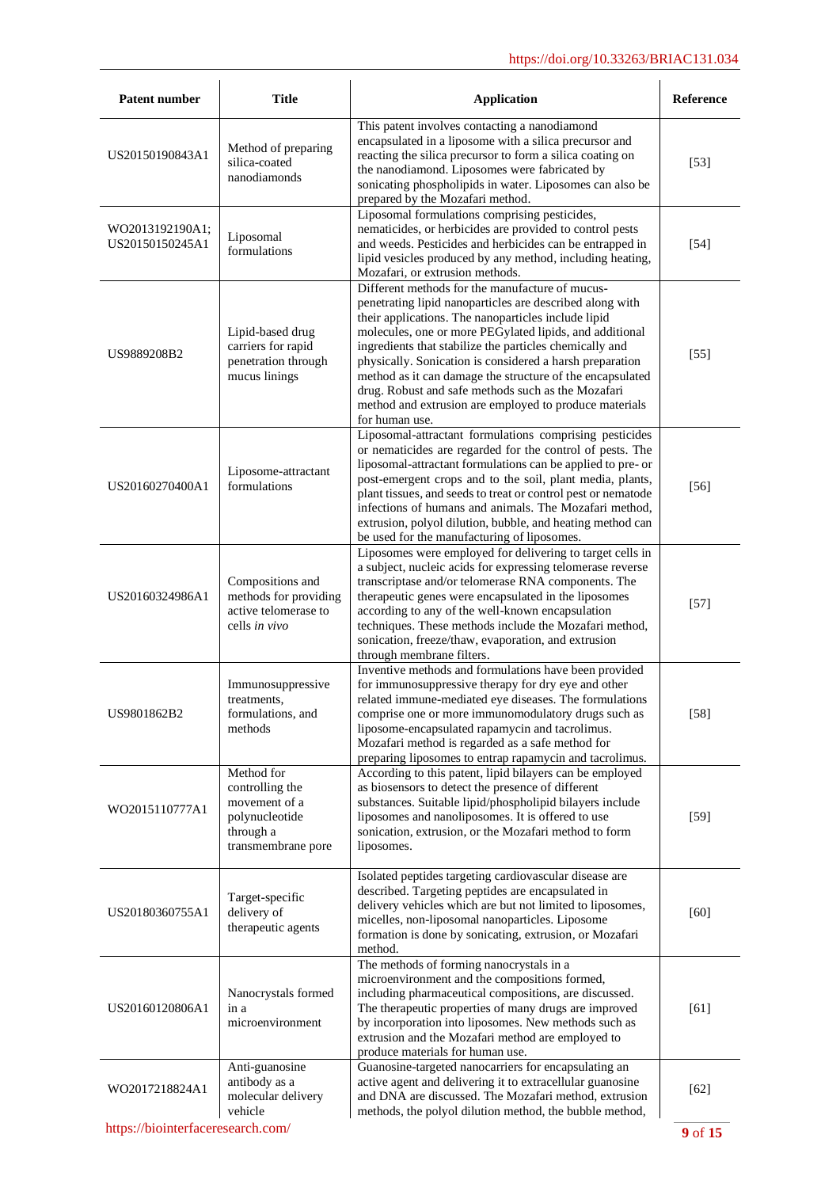| Patent number | Title | Application | Reference |
|---|---|---|---|
| US20150190843A1 | Method of preparing silica-coated nanodiamonds | This patent involves contacting a nanodiamond encapsulated in a liposome with a silica precursor and reacting the silica precursor to form a silica coating on the nanodiamond. Liposomes were fabricated by sonicating phospholipids in water. Liposomes can also be prepared by the Mozafari method. | [53] |
| WO2013192190A1; US20150150245A1 | Liposomal formulations | Liposomal formulations comprising pesticides, nematicides, or herbicides are provided to control pests and weeds. Pesticides and herbicides can be entrapped in lipid vesicles produced by any method, including heating, Mozafari, or extrusion methods. | [54] |
| US9889208B2 | Lipid-based drug carriers for rapid penetration through mucus linings | Different methods for the manufacture of mucus-penetrating lipid nanoparticles are described along with their applications. The nanoparticles include lipid molecules, one or more PEGylated lipids, and additional ingredients that stabilize the particles chemically and physically. Sonication is considered a harsh preparation method as it can damage the structure of the encapsulated drug. Robust and safe methods such as the Mozafari method and extrusion are employed to produce materials for human use. | [55] |
| US20160270400A1 | Liposome-attractant formulations | Liposomal-attractant formulations comprising pesticides or nematicides are regarded for the control of pests. The liposomal-attractant formulations can be applied to pre- or post-emergent crops and to the soil, plant media, plants, plant tissues, and seeds to treat or control pest or nematode infections of humans and animals. The Mozafari method, extrusion, polyol dilution, bubble, and heating method can be used for the manufacturing of liposomes. | [56] |
| US20160324986A1 | Compositions and methods for providing active telomerase to cells *in vivo* | Liposomes were employed for delivering to target cells in a subject, nucleic acids for expressing telomerase reverse transcriptase and/or telomerase RNA components. The therapeutic genes were encapsulated in the liposomes according to any of the well-known encapsulation techniques. These methods include the Mozafari method, sonication, freeze/thaw, evaporation, and extrusion through membrane filters. | [57] |
| US9801862B2 | Immunosuppressive treatments, formulations, and methods | Inventive methods and formulations have been provided for immunosuppressive therapy for dry eye and other related immune-mediated eye diseases. The formulations comprise one or more immunomodulatory drugs such as liposome-encapsulated rapamycin and tacrolimus. Mozafari method is regarded as a safe method for preparing liposomes to entrap rapamycin and tacrolimus. | [58] |
| WO2015110777A1 | Method for controlling the movement of a polynucleotide through a transmembrane pore | According to this patent, lipid bilayers can be employed as biosensors to detect the presence of different substances. Suitable lipid/phospholipid bilayers include liposomes and nanoliposomes. It is offered to use sonication, extrusion, or the Mozafari method to form liposomes. | [59] |
| US20180360755A1 | Target-specific delivery of therapeutic agents | Isolated peptides targeting cardiovascular disease are described. Targeting peptides are encapsulated in delivery vehicles which are but not limited to liposomes, micelles, non-liposomal nanoparticles. Liposome formation is done by sonicating, extrusion, or Mozafari method. | [60] |
| US20160120806A1 | Nanocrystals formed in a microenvironment | The methods of forming nanocrystals in a microenvironment and the compositions formed, including pharmaceutical compositions, are discussed. The therapeutic properties of many drugs are improved by incorporation into liposomes. New methods such as extrusion and the Mozafari method are employed to produce materials for human use. | [61] |
| WO2017218824A1 | Anti-guanosine antibody as a molecular delivery vehicle | Guanosine-targeted nanocarriers for encapsulating an active agent and delivering it to extracellular guanosine and DNA are discussed. The Mozafari method, extrusion methods, the polyol dilution method, the bubble method, | [62] |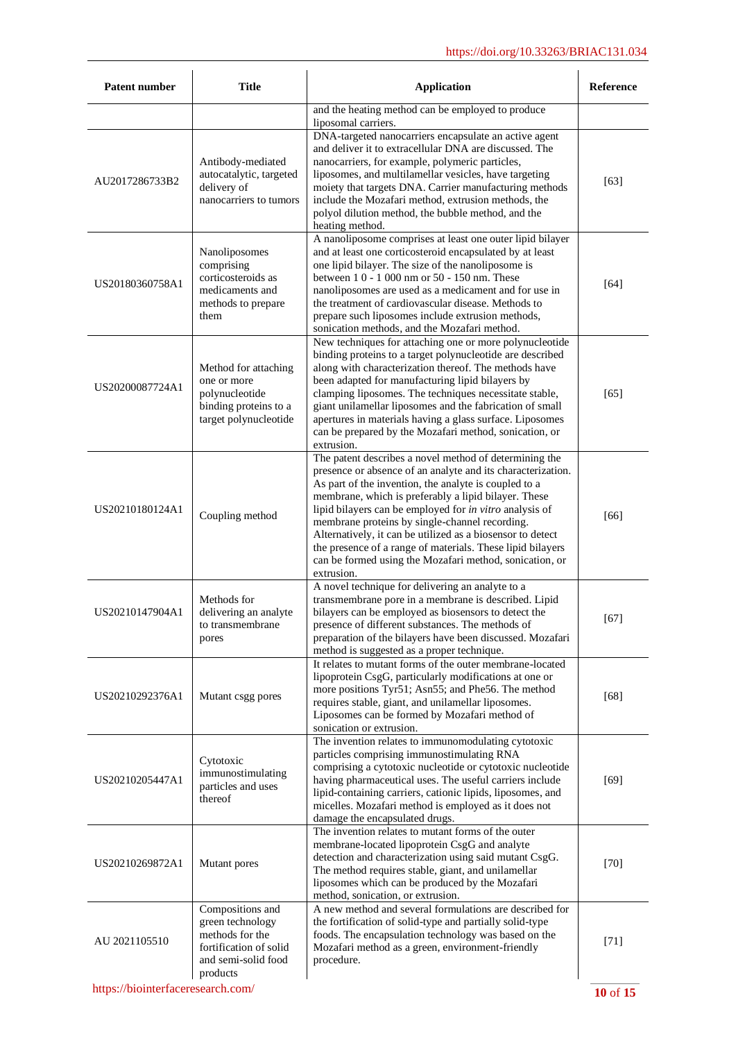| Patent number | Title | Application | Reference |
|---|---|---|---|
| | | and the heating method can be employed to produce liposomal carriers. | |
| AU2017286733B2 | Antibody-mediated autocatalytic, targeted delivery of nanocarriers to tumors | DNA-targeted nanocarriers encapsulate an active agent and deliver it to extracellular DNA are discussed. The nanocarriers, for example, polymeric particles, liposomes, and multilamellar vesicles, have targeting moiety that targets DNA. Carrier manufacturing methods include the Mozafari method, extrusion methods, the polyol dilution method, the bubble method, and the heating method. | [63] |
| US20180360758A1 | Nanoliposomes comprising corticosteroids as medicaments and methods to prepare them | A nanoliposome comprises at least one outer lipid bilayer and at least one corticosteroid encapsulated by at least one lipid bilayer. The size of the nanoliposome is between 1 0 - 1 000 nm or 50 - 150 nm. These nanoliposomes are used as a medicament and for use in the treatment of cardiovascular disease. Methods to prepare such liposomes include extrusion methods, sonication methods, and the Mozafari method. | [64] |
| US20200087724A1 | Method for attaching one or more polynucleotide binding proteins to a target polynucleotide | New techniques for attaching one or more polynucleotide binding proteins to a target polynucleotide are described along with characterization thereof. The methods have been adapted for manufacturing lipid bilayers by clamping liposomes. The techniques necessitate stable, giant unilamellar liposomes and the fabrication of small apertures in materials having a glass surface. Liposomes can be prepared by the Mozafari method, sonication, or extrusion. | [65] |
| US20210180124A1 | Coupling method | The patent describes a novel method of determining the presence or absence of an analyte and its characterization. As part of the invention, the analyte is coupled to a membrane, which is preferably a lipid bilayer. These lipid bilayers can be employed for *in vitro* analysis of membrane proteins by single-channel recording. Alternatively, it can be utilized as a biosensor to detect the presence of a range of materials. These lipid bilayers can be formed using the Mozafari method, sonication, or extrusion. | [66] |
| US20210147904A1 | Methods for delivering an analyte to transmembrane pores | A novel technique for delivering an analyte to a transmembrane pore in a membrane is described. Lipid bilayers can be employed as biosensors to detect the presence of different substances. The methods of preparation of the bilayers have been discussed. Mozafari method is suggested as a proper technique. | [67] |
| US20210292376A1 | Mutant csgg pores | It relates to mutant forms of the outer membrane-located lipoprotein CsgG, particularly modifications at one or more positions Tyr51; Asn55; and Phe56. The method requires stable, giant, and unilamellar liposomes. Liposomes can be formed by Mozafari method of sonication or extrusion. | [68] |
| US20210205447A1 | Cytotoxic immunostimulating particles and uses thereof | The invention relates to immunomodulating cytotoxic particles comprising immunostimulating RNA comprising a cytotoxic nucleotide or cytotoxic nucleotide having pharmaceutical uses. The useful carriers include lipid-containing carriers, cationic lipids, liposomes, and micelles. Mozafari method is employed as it does not damage the encapsulated drugs. | [69] |
| US20210269872A1 | Mutant pores | The invention relates to mutant forms of the outer membrane-located lipoprotein CsgG and analyte detection and characterization using said mutant CsgG. The method requires stable, giant, and unilamellar liposomes which can be produced by the Mozafari method, sonication, or extrusion. | [70] |
| AU 2021105510 | Compositions and green technology methods for the fortification of solid and semi-solid food products | A new method and several formulations are described for the fortification of solid-type and partially solid-type foods. The encapsulation technology was based on the Mozafari method as a green, environment-friendly procedure. | [71] |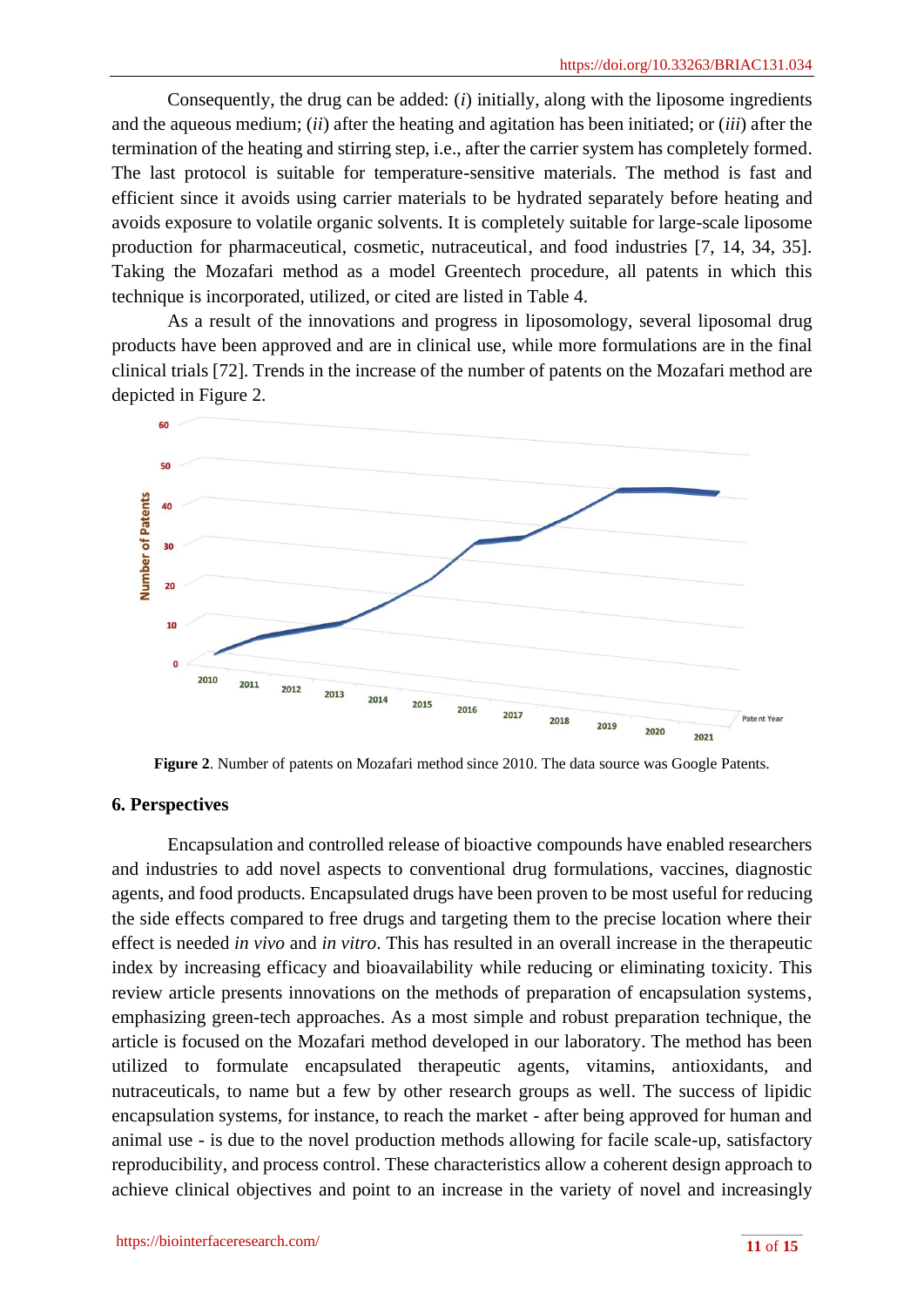Consequently, the drug can be added: (*i*) initially, along with the liposome ingredients and the aqueous medium; (*ii*) after the heating and agitation has been initiated; or (*iii*) after the termination of the heating and stirring step, i.e., after the carrier system has completely formed. The last protocol is suitable for temperature-sensitive materials. The method is fast and efficient since it avoids using carrier materials to be hydrated separately before heating and avoids exposure to volatile organic solvents. It is completely suitable for large-scale liposome production for pharmaceutical, cosmetic, nutraceutical, and food industries [7, 14, 34, 35]. Taking the Mozafari method as a model Greentech procedure, all patents in which this technique is incorporated, utilized, or cited are listed in Table 4.

As a result of the innovations and progress in liposomology, several liposomal drug products have been approved and are in clinical use, while more formulations are in the final clinical trials [72]. Trends in the increase of the number of patents on the Mozafari method are depicted in Figure 2.

**Figure 2**. Number of patents on Mozafari method since 2010. The data source was Google Patents.

## 6. Perspectives

Encapsulation and controlled release of bioactive compounds have enabled researchers and industries to add novel aspects to conventional drug formulations, vaccines, diagnostic agents, and food products. Encapsulated drugs have been proven to be most useful for reducing the side effects compared to free drugs and targeting them to the precise location where their effect is needed *in vivo* and *in vitro*. This has resulted in an overall increase in the therapeutic index by increasing efficacy and bioavailability while reducing or eliminating toxicity. This review article presents innovations on the methods of preparation of encapsulation systems, emphasizing green-tech approaches. As a most simple and robust preparation technique, the article is focused on the Mozafari method developed in our laboratory. The method has been utilized to formulate encapsulated therapeutic agents, vitamins, antioxidants, and nutraceuticals, to name but a few by other research groups as well. The success of lipidic encapsulation systems, for instance, to reach the market - after being approved for human and animal use - is due to the novel production methods allowing for facile scale-up, satisfactory reproducibility, and process control. These characteristics allow a coherent design approach to achieve clinical objectives and point to an increase in the variety of novel and increasingly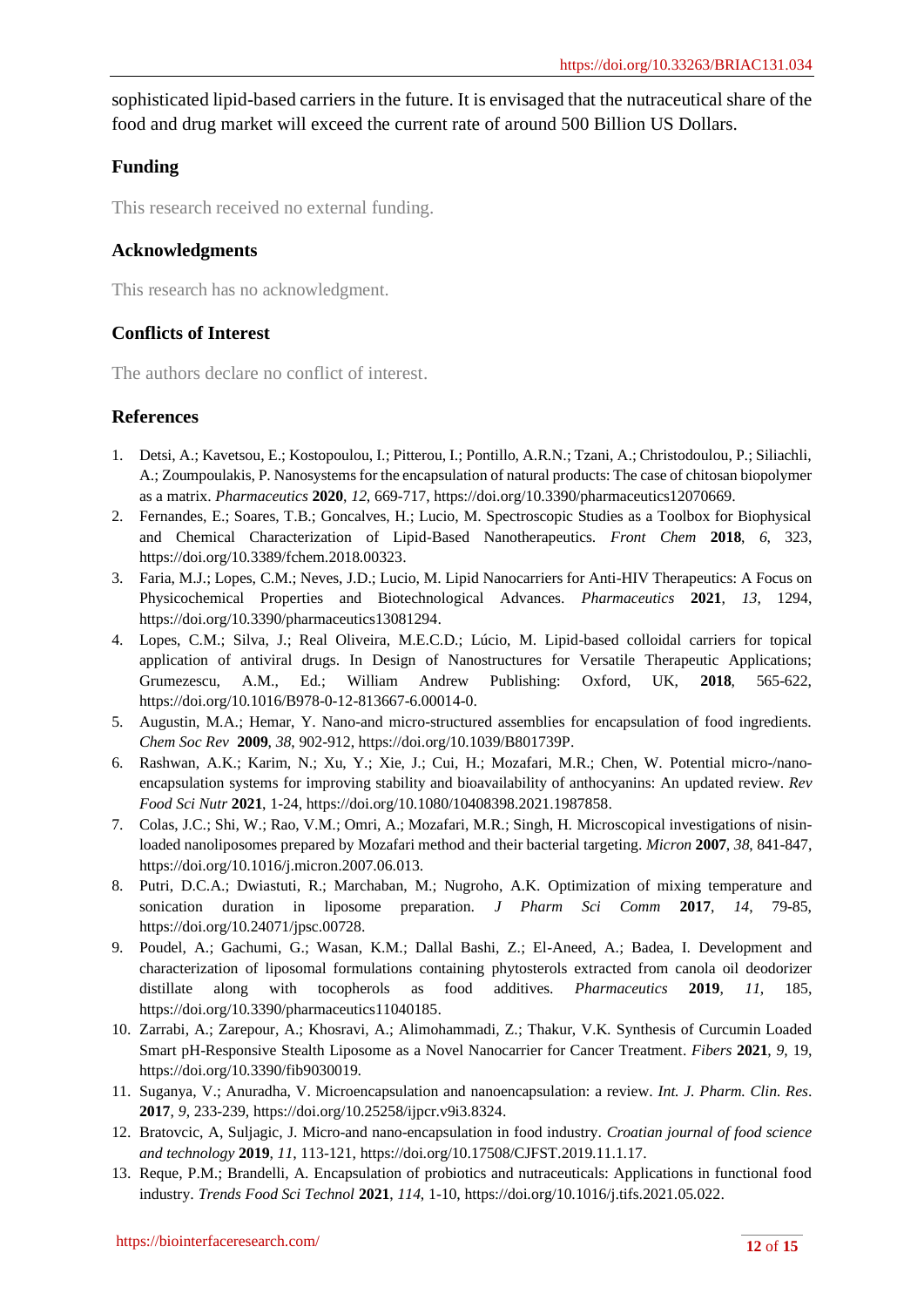sophisticated lipid-based carriers in the future. It is envisaged that the nutraceutical share of the food and drug market will exceed the current rate of around 500 Billion US Dollars.

## Funding

This research received no external funding.

## Acknowledgments

This research has no acknowledgment.

## Conflicts of Interest

The authors declare no conflict of interest.

## References

1. Detsi, A.; Kavetsou, E.; Kostopoulou, I.; Pitterou, I.; Pontillo, A.R.N.; Tzani, A.; Christodoulou, P.; Siliachli, A.; Zoumpoulakis, P. Nanosystems for the encapsulation of natural products: The case of chitosan biopolymer as a matrix. *Pharmaceutics* **2020**, *12*, 669-717, https://doi.org/10.3390/pharmaceutics12070669.
2. Fernandes, E.; Soares, T.B.; Goncalves, H.; Lucio, M. Spectroscopic Studies as a Toolbox for Biophysical and Chemical Characterization of Lipid-Based Nanotherapeutics. *Front Chem* **2018**, *6*, 323, https://doi.org/10.3389/fchem.2018.00323.
3. Faria, M.J.; Lopes, C.M.; Neves, J.D.; Lucio, M. Lipid Nanocarriers for Anti-HIV Therapeutics: A Focus on Physicochemical Properties and Biotechnological Advances. *Pharmaceutics* **2021**, *13*, 1294, https://doi.org/10.3390/pharmaceutics13081294.
4. Lopes, C.M.; Silva, J.; Real Oliveira, M.E.C.D.; Lúcio, M. Lipid-based colloidal carriers for topical application of antiviral drugs. In Design of Nanostructures for Versatile Therapeutic Applications; Grumezescu, A.M., Ed.; William Andrew Publishing: Oxford, UK, **2018**, 565-622, https://doi.org/10.1016/B978-0-12-813667-6.00014-0.
5. Augustin, M.A.; Hemar, Y. Nano-and micro-structured assemblies for encapsulation of food ingredients. *Chem Soc Rev* **2009**, *38*, 902-912, https://doi.org/10.1039/B801739P.
6. Rashwan, A.K.; Karim, N.; Xu, Y.; Xie, J.; Cui, H.; Mozafari, M.R.; Chen, W. Potential micro-/nano-encapsulation systems for improving stability and bioavailability of anthocyanins: An updated review. *Rev Food Sci Nutr* **2021**, 1-24, https://doi.org/10.1080/10408398.2021.1987858.
7. Colas, J.C.; Shi, W.; Rao, V.M.; Omri, A.; Mozafari, M.R.; Singh, H. Microscopical investigations of nisin-loaded nanoliposomes prepared by Mozafari method and their bacterial targeting. *Micron* **2007**, *38*, 841-847, https://doi.org/10.1016/j.micron.2007.06.013.
8. Putri, D.C.A.; Dwiastuti, R.; Marchaban, M.; Nugroho, A.K. Optimization of mixing temperature and sonication duration in liposome preparation. *J Pharm Sci Comm* **2017**, *14*, 79-85, https://doi.org/10.24071/jpsc.00728.
9. Poudel, A.; Gachumi, G.; Wasan, K.M.; Dallal Bashi, Z.; El-Aneed, A.; Badea, I. Development and characterization of liposomal formulations containing phytosterols extracted from canola oil deodorizer distillate along with tocopherols as food additives. *Pharmaceutics* **2019**, *11*, 185, https://doi.org/10.3390/pharmaceutics11040185.
10. Zarrabi, A.; Zarepour, A.; Khosravi, A.; Alimohammadi, Z.; Thakur, V.K. Synthesis of Curcumin Loaded Smart pH-Responsive Stealth Liposome as a Novel Nanocarrier for Cancer Treatment. *Fibers* **2021**, *9*, 19, https://doi.org/10.3390/fib9030019.
11. Suganya, V.; Anuradha, V. Microencapsulation and nanoencapsulation: a review. *Int. J. Pharm. Clin. Res*. **2017**, *9*, 233-239, https://doi.org/10.25258/ijpcr.v9i3.8324.
12. Bratovcic, A, Suljagic, J. Micro-and nano-encapsulation in food industry. *Croatian journal of food science and technology* **2019**, *11*, 113-121, https://doi.org/10.17508/CJFST.2019.11.1.17.
13. Reque, P.M.; Brandelli, A. Encapsulation of probiotics and nutraceuticals: Applications in functional food industry. *Trends Food Sci Technol* **2021**, *114*, 1-10, https://doi.org/10.1016/j.tifs.2021.05.022.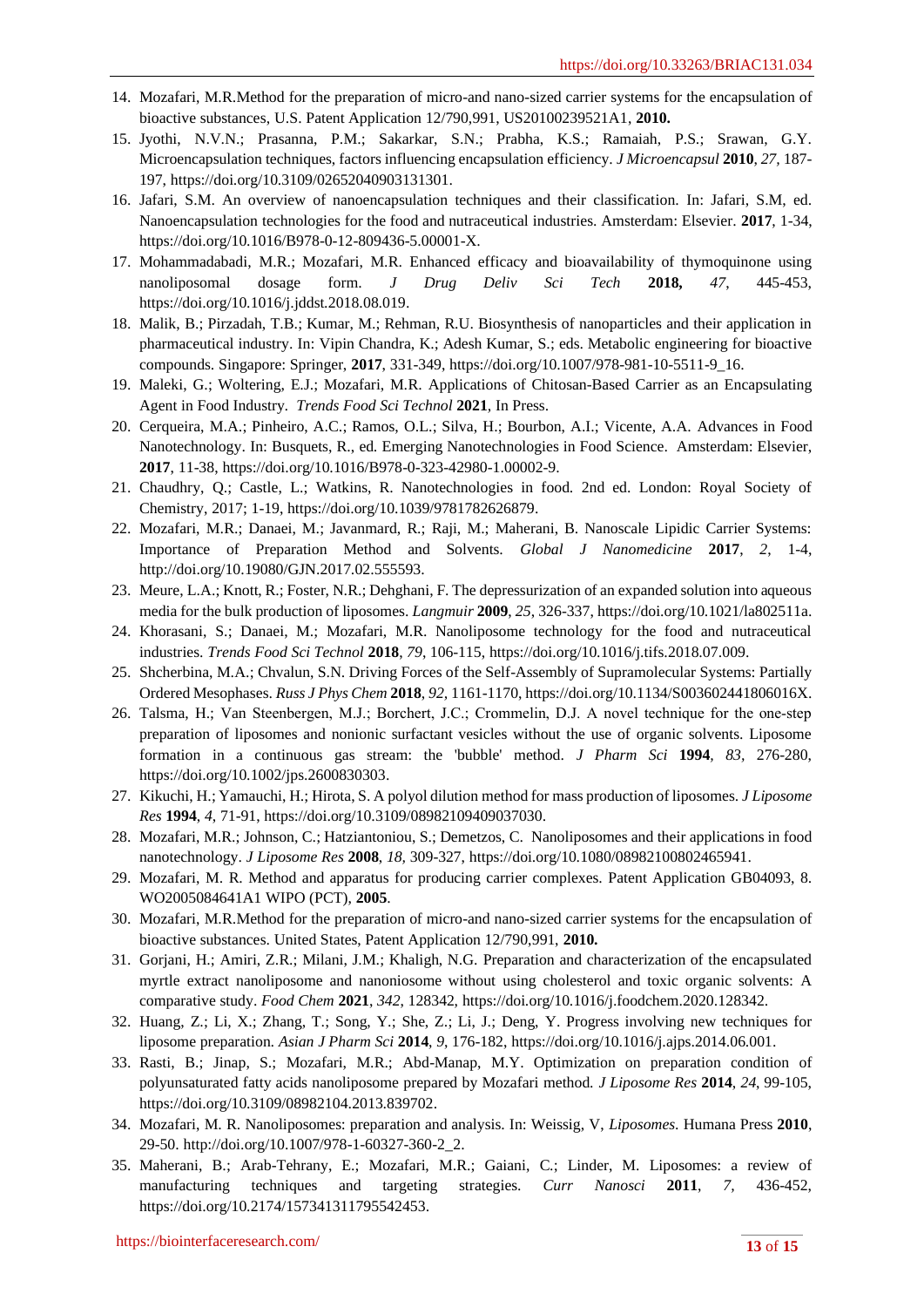14. Mozafari, M.R.Method for the preparation of micro-and nano-sized carrier systems for the encapsulation of bioactive substances, U.S. Patent Application 12/790,991, US20100239521A1, **2010.**
15. Jyothi, N.V.N.; Prasanna, P.M.; Sakarkar, S.N.; Prabha, K.S.; Ramaiah, P.S.; Srawan, G.Y. Microencapsulation techniques, factors influencing encapsulation efficiency. *J Microencapsul* **2010**, *27*, 187-197, https://doi.org/10.3109/02652040903131301.
16. Jafari, S.M. An overview of nanoencapsulation techniques and their classification. In: Jafari, S.M, ed. Nanoencapsulation technologies for the food and nutraceutical industries. Amsterdam: Elsevier. **2017**, 1-34, https://doi.org/10.1016/B978-0-12-809436-5.00001-X.
17. Mohammadabadi, M.R.; Mozafari, M.R. Enhanced efficacy and bioavailability of thymoquinone using nanoliposomal dosage form. *J Drug Deliv Sci Tech* **2018,** *47*, 445-453, https://doi.org/10.1016/j.jddst.2018.08.019.
18. Malik, B.; Pirzadah, T.B.; Kumar, M.; Rehman, R.U. Biosynthesis of nanoparticles and their application in pharmaceutical industry. In: Vipin Chandra, K.; Adesh Kumar, S.; eds. Metabolic engineering for bioactive compounds. Singapore: Springer, **2017**, 331-349, https://doi.org/10.1007/978-981-10-5511-9_16.
19. Maleki, G.; Woltering, E.J.; Mozafari, M.R. Applications of Chitosan-Based Carrier as an Encapsulating Agent in Food Industry. *Trends Food Sci Technol* **2021**, In Press.
20. Cerqueira, M.A.; Pinheiro, A.C.; Ramos, O.L.; Silva, H.; Bourbon, A.I.; Vicente, A.A. Advances in Food Nanotechnology. In: Busquets, R., ed. Emerging Nanotechnologies in Food Science. Amsterdam: Elsevier, **2017**, 11-38, https://doi.org/10.1016/B978-0-323-42980-1.00002-9.
21. Chaudhry, Q.; Castle, L.; Watkins, R. Nanotechnologies in food. 2nd ed. London: Royal Society of Chemistry, 2017; 1-19, https://doi.org/10.1039/9781782626879.
22. Mozafari, M.R.; Danaei, M.; Javanmard, R.; Raji, M.; Maherani, B. Nanoscale Lipidic Carrier Systems: Importance of Preparation Method and Solvents. *Global J Nanomedicine* **2017**, *2*, 1-4, http://doi.org/10.19080/GJN.2017.02.555593.
23. Meure, L.A.; Knott, R.; Foster, N.R.; Dehghani, F. The depressurization of an expanded solution into aqueous media for the bulk production of liposomes. *Langmuir* **2009**, *25*, 326-337, https://doi.org/10.1021/la802511a.
24. Khorasani, S.; Danaei, M.; Mozafari, M.R. Nanoliposome technology for the food and nutraceutical industries. *Trends Food Sci Technol* **2018**, *79*, 106-115, https://doi.org/10.1016/j.tifs.2018.07.009.
25. Shcherbina, M.A.; Chvalun, S.N. Driving Forces of the Self-Assembly of Supramolecular Systems: Partially Ordered Mesophases. *Russ J Phys Chem* **2018**, *92*, 1161-1170, https://doi.org/10.1134/S003602441806016X.
26. Talsma, H.; Van Steenbergen, M.J.; Borchert, J.C.; Crommelin, D.J. A novel technique for the one-step preparation of liposomes and nonionic surfactant vesicles without the use of organic solvents. Liposome formation in a continuous gas stream: the 'bubble' method. *J Pharm Sci* **1994**, *83*, 276-280, https://doi.org/10.1002/jps.2600830303.
27. Kikuchi, H.; Yamauchi, H.; Hirota, S. A polyol dilution method for mass production of liposomes. *J Liposome Res* **1994**, *4*, 71-91, https://doi.org/10.3109/08982109409037030.
28. Mozafari, M.R.; Johnson, C.; Hatziantoniou, S.; Demetzos, C. Nanoliposomes and their applications in food nanotechnology. *J Liposome Res* **2008**, *18*, 309-327, https://doi.org/10.1080/08982100802465941.
29. Mozafari, M. R. Method and apparatus for producing carrier complexes. Patent Application GB04093, 8. WO2005084641A1 WIPO (PCT), **2005**.
30. Mozafari, M.R.Method for the preparation of micro-and nano-sized carrier systems for the encapsulation of bioactive substances. United States, Patent Application 12/790,991, **2010.**
31. Gorjani, H.; Amiri, Z.R.; Milani, J.M.; Khaligh, N.G. Preparation and characterization of the encapsulated myrtle extract nanoliposome and nanoniosome without using cholesterol and toxic organic solvents: A comparative study. *Food Chem* **2021**, *342*, 128342, https://doi.org/10.1016/j.foodchem.2020.128342.
32. Huang, Z.; Li, X.; Zhang, T.; Song, Y.; She, Z.; Li, J.; Deng, Y. Progress involving new techniques for liposome preparation. *Asian J Pharm Sci* **2014**, *9*, 176-182, https://doi.org/10.1016/j.ajps.2014.06.001.
33. Rasti, B.; Jinap, S.; Mozafari, M.R.; Abd-Manap, M.Y. Optimization on preparation condition of polyunsaturated fatty acids nanoliposome prepared by Mozafari method. *J Liposome Res* **2014**, *24*, 99-105, https://doi.org/10.3109/08982104.2013.839702.
34. Mozafari, M. R. Nanoliposomes: preparation and analysis. In: Weissig, V, *Liposomes*. Humana Press **2010**, 29-50. http://doi.org/10.1007/978-1-60327-360-2_2.
35. Maherani, B.; Arab-Tehrany, E.; Mozafari, M.R.; Gaiani, C.; Linder, M. Liposomes: a review of manufacturing techniques and targeting strategies. *Curr Nanosci* **2011**, *7*, 436-452, https://doi.org/10.2174/157341311795542453.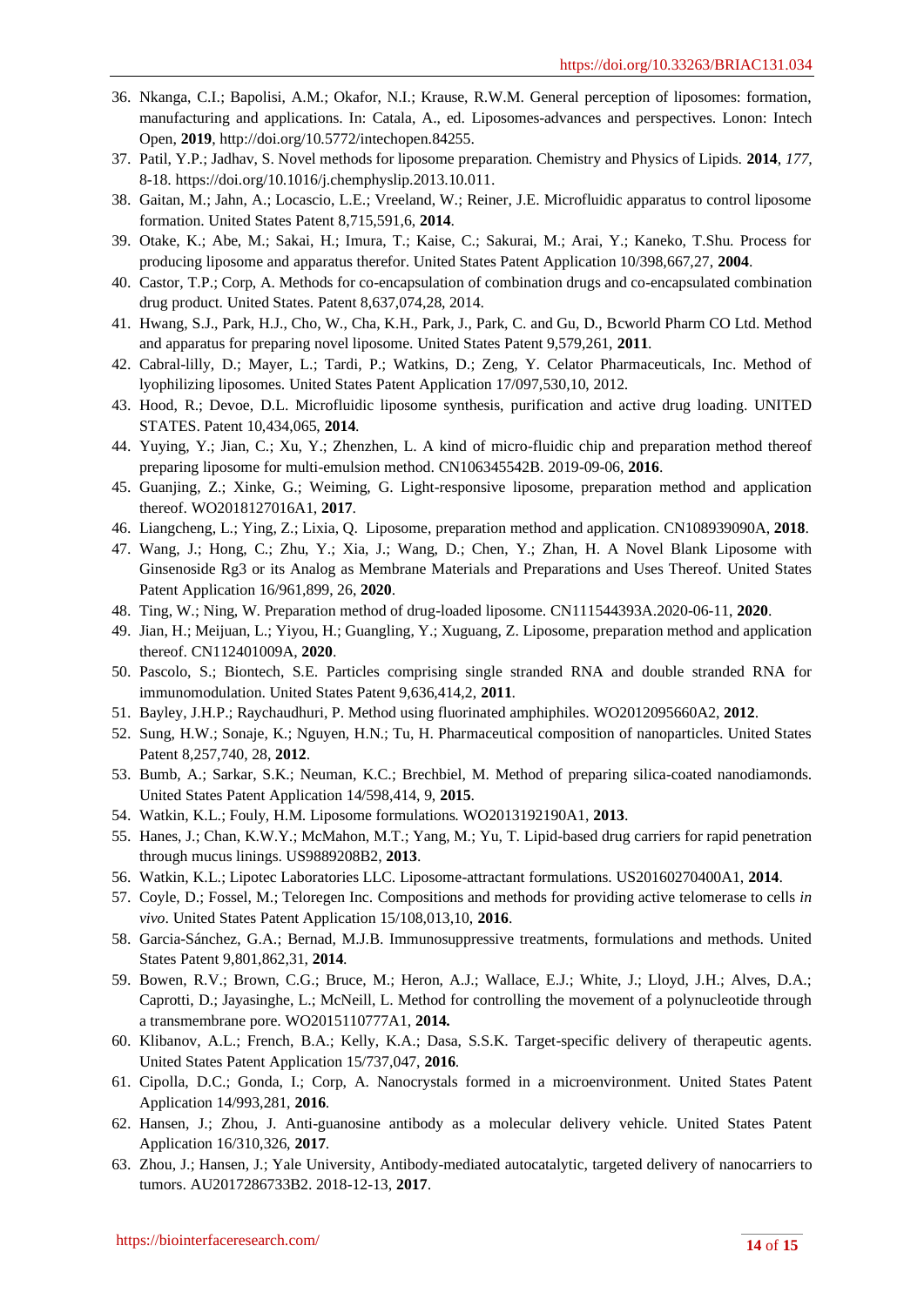36. Nkanga, C.I.; Bapolisi, A.M.; Okafor, N.I.; Krause, R.W.M. General perception of liposomes: formation, manufacturing and applications. In: Catala, A., ed. Liposomes-advances and perspectives. Lonon: Intech Open, **2019**, http://doi.org/10.5772/intechopen.84255.
37. Patil, Y.P.; Jadhav, S. Novel methods for liposome preparation. Chemistry and Physics of Lipids. **2014**, *177*, 8-18. https://doi.org/10.1016/j.chemphyslip.2013.10.011.
38. Gaitan, M.; Jahn, A.; Locascio, L.E.; Vreeland, W.; Reiner, J.E. Microfluidic apparatus to control liposome formation. United States Patent 8,715,591,6, **2014**.
39. Otake, K.; Abe, M.; Sakai, H.; Imura, T.; Kaise, C.; Sakurai, M.; Arai, Y.; Kaneko, T.Shu. Process for producing liposome and apparatus therefor. United States Patent Application 10/398,667,27, **2004**.
40. Castor, T.P.; Corp, A. Methods for co-encapsulation of combination drugs and co-encapsulated combination drug product. United States. Patent 8,637,074,28, 2014.
41. Hwang, S.J., Park, H.J., Cho, W., Cha, K.H., Park, J., Park, C. and Gu, D., Bcworld Pharm CO Ltd. Method and apparatus for preparing novel liposome. United States Patent 9,579,261, **2011**.
42. Cabral-lilly, D.; Mayer, L.; Tardi, P.; Watkins, D.; Zeng, Y. Celator Pharmaceuticals, Inc. Method of lyophilizing liposomes. United States Patent Application 17/097,530,10, 2012.
43. Hood, R.; Devoe, D.L. Microfluidic liposome synthesis, purification and active drug loading. UNITED STATES. Patent 10,434,065, **2014**.
44. Yuying, Y.; Jian, C.; Xu, Y.; Zhenzhen, L. A kind of micro-fluidic chip and preparation method thereof preparing liposome for multi-emulsion method. CN106345542B. 2019-09-06, **2016**.
45. Guanjing, Z.; Xinke, G.; Weiming, G. Light-responsive liposome, preparation method and application thereof. WO2018127016A1, **2017**.
46. Liangcheng, L.; Ying, Z.; Lixia, Q. Liposome, preparation method and application. CN108939090A, **2018**.
47. Wang, J.; Hong, C.; Zhu, Y.; Xia, J.; Wang, D.; Chen, Y.; Zhan, H. A Novel Blank Liposome with Ginsenoside Rg3 or its Analog as Membrane Materials and Preparations and Uses Thereof. United States Patent Application 16/961,899, 26, **2020**.
48. Ting, W.; Ning, W. Preparation method of drug-loaded liposome. CN111544393A.2020-06-11, **2020**.
49. Jian, H.; Meijuan, L.; Yiyou, H.; Guangling, Y.; Xuguang, Z. Liposome, preparation method and application thereof. CN112401009A, **2020**.
50. Pascolo, S.; Biontech, S.E. Particles comprising single stranded RNA and double stranded RNA for immunomodulation. United States Patent 9,636,414,2, **2011**.
51. Bayley, J.H.P.; Raychaudhuri, P. Method using fluorinated amphiphiles. WO2012095660A2, **2012**.
52. Sung, H.W.; Sonaje, K.; Nguyen, H.N.; Tu, H. Pharmaceutical composition of nanoparticles. United States Patent 8,257,740, 28, **2012**.
53. Bumb, A.; Sarkar, S.K.; Neuman, K.C.; Brechbiel, M. Method of preparing silica-coated nanodiamonds. United States Patent Application 14/598,414, 9, **2015**.
54. Watkin, K.L.; Fouly, H.M. Liposome formulations. WO2013192190A1, **2013**.
55. Hanes, J.; Chan, K.W.Y.; McMahon, M.T.; Yang, M.; Yu, T. Lipid-based drug carriers for rapid penetration through mucus linings. US9889208B2, **2013**.
56. Watkin, K.L.; Lipotec Laboratories LLC. Liposome-attractant formulations. US20160270400A1, **2014**.
57. Coyle, D.; Fossel, M.; Teloregen Inc. Compositions and methods for providing active telomerase to cells *in vivo*. United States Patent Application 15/108,013,10, **2016**.
58. Garcia-Sánchez, G.A.; Bernad, M.J.B. Immunosuppressive treatments, formulations and methods. United States Patent 9,801,862,31, **2014**.
59. Bowen, R.V.; Brown, C.G.; Bruce, M.; Heron, A.J.; Wallace, E.J.; White, J.; Lloyd, J.H.; Alves, D.A.; Caprotti, D.; Jayasinghe, L.; McNeill, L. Method for controlling the movement of a polynucleotide through a transmembrane pore. WO2015110777A1, **2014.**
60. Klibanov, A.L.; French, B.A.; Kelly, K.A.; Dasa, S.S.K. Target-specific delivery of therapeutic agents. United States Patent Application 15/737,047, **2016**.
61. Cipolla, D.C.; Gonda, I.; Corp, A. Nanocrystals formed in a microenvironment. United States Patent Application 14/993,281, **2016**.
62. Hansen, J.; Zhou, J. Anti-guanosine antibody as a molecular delivery vehicle. United States Patent Application 16/310,326, **2017**.
63. Zhou, J.; Hansen, J.; Yale University, Antibody-mediated autocatalytic, targeted delivery of nanocarriers to tumors. AU2017286733B2. 2018-12-13, **2017**.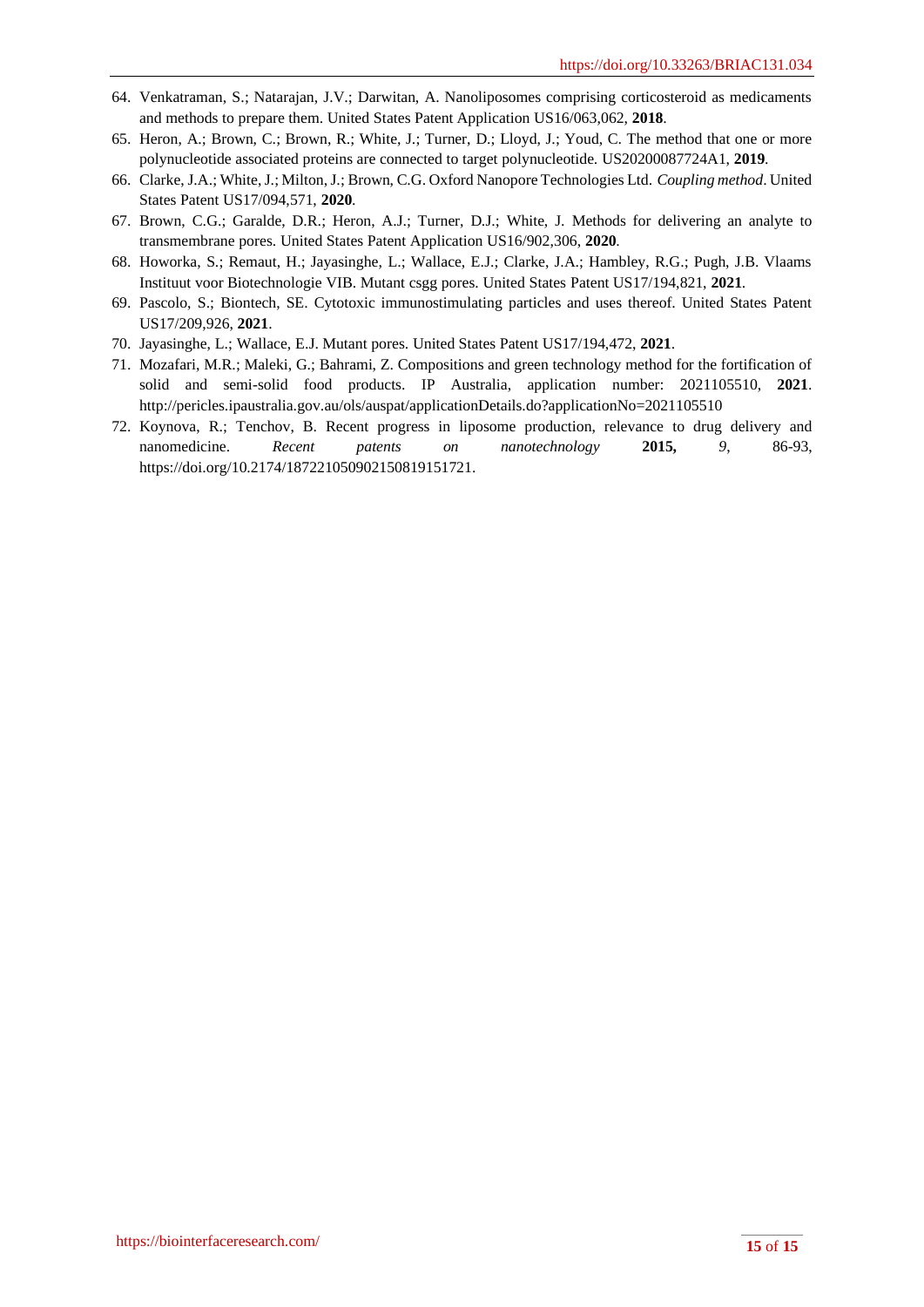64. Venkatraman, S.; Natarajan, J.V.; Darwitan, A. Nanoliposomes comprising corticosteroid as medicaments and methods to prepare them. United States Patent Application US16/063,062, **2018**.
65. Heron, A.; Brown, C.; Brown, R.; White, J.; Turner, D.; Lloyd, J.; Youd, C. The method that one or more polynucleotide associated proteins are connected to target polynucleotide. US20200087724A1, **2019**.
66. Clarke, J.A.; White, J.; Milton, J.; Brown, C.G. Oxford Nanopore Technologies Ltd. *Coupling method*. United States Patent US17/094,571, **2020**.
67. Brown, C.G.; Garalde, D.R.; Heron, A.J.; Turner, D.J.; White, J. Methods for delivering an analyte to transmembrane pores. United States Patent Application US16/902,306, **2020**.
68. Howorka, S.; Remaut, H.; Jayasinghe, L.; Wallace, E.J.; Clarke, J.A.; Hambley, R.G.; Pugh, J.B. Vlaams Instituut voor Biotechnologie VIB. Mutant csgg pores. United States Patent US17/194,821, **2021**.
69. Pascolo, S.; Biontech, SE. Cytotoxic immunostimulating particles and uses thereof. United States Patent US17/209,926, **2021**.
70. Jayasinghe, L.; Wallace, E.J. Mutant pores. United States Patent US17/194,472, **2021**.
71. Mozafari, M.R.; Maleki, G.; Bahrami, Z. Compositions and green technology method for the fortification of solid and semi-solid food products. IP Australia, application number: 2021105510, **2021**. http://pericles.ipaustralia.gov.au/ols/auspat/applicationDetails.do?applicationNo=2021105510
72. Koynova, R.; Tenchov, B. Recent progress in liposome production, relevance to drug delivery and nanomedicine. *Recent patents on nanotechnology* **2015,** *9*, 86-93, https://doi.org/10.2174/1872210509021508191517​21.